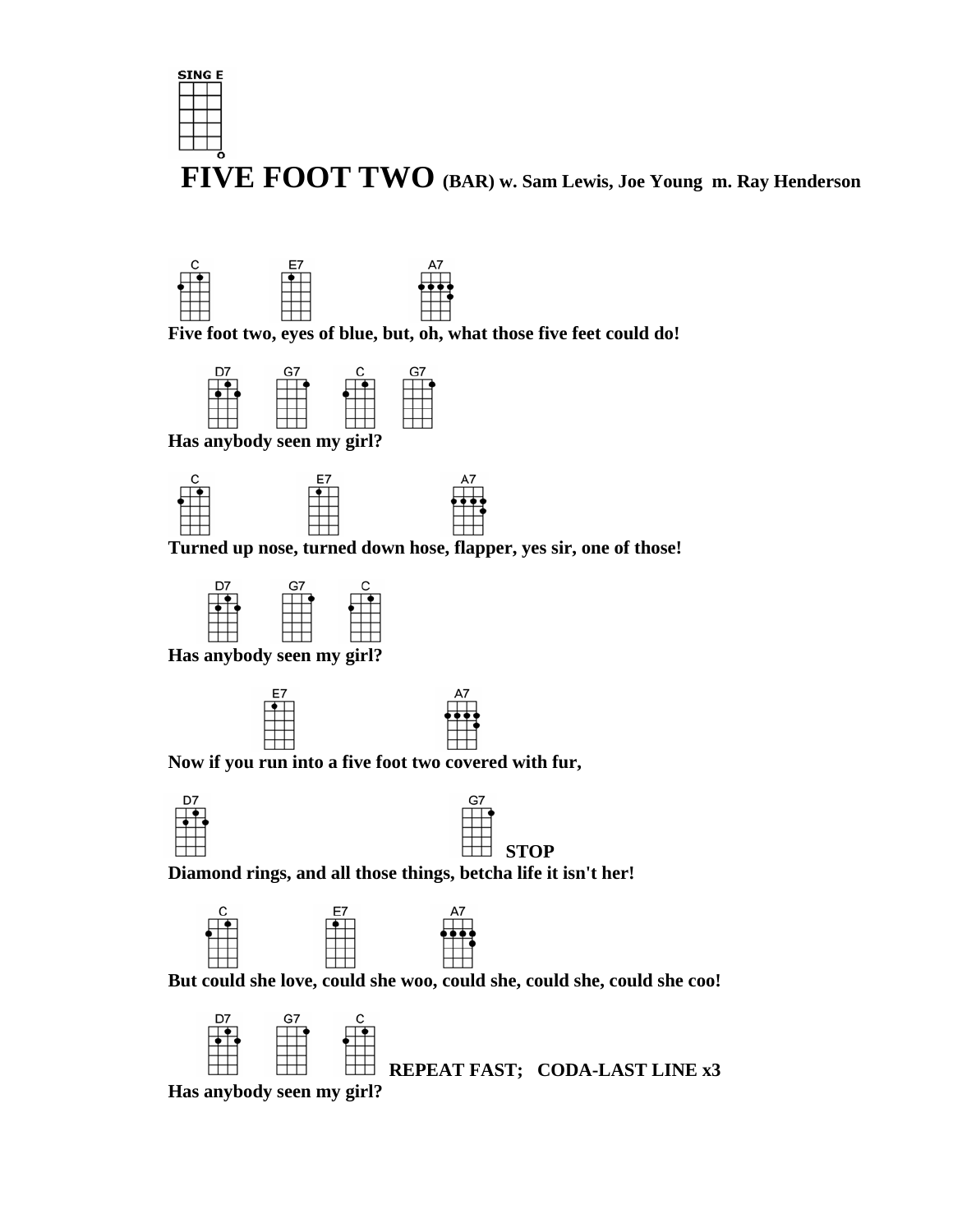SING E

# FIVE FOOT TWO **(BAR) w. Sam Lewis, Joe Young m. Ray Henderson**

C E7 A7
**Five foot two, eyes of blue, but, oh, what those five feet could do!**

D7 G7 C G7
**Has anybody seen my girl?**

C E7 A7
**Turned up nose, turned down hose, flapper, yes sir, one of those!**

D7 G7 C
**Has anybody seen my girl?**

E7 A7
**Now if you run into a five foot two covered with fur,**

D7 G7 **STOP**
**Diamond rings, and all those things, betcha life it isn't her!**

C E7 A7
**But could she love, could she woo, could she, could she, could she coo!**

D7 G7 C **REPEAT FAST; CODA-LAST LINE x3**
**Has anybody seen my girl?**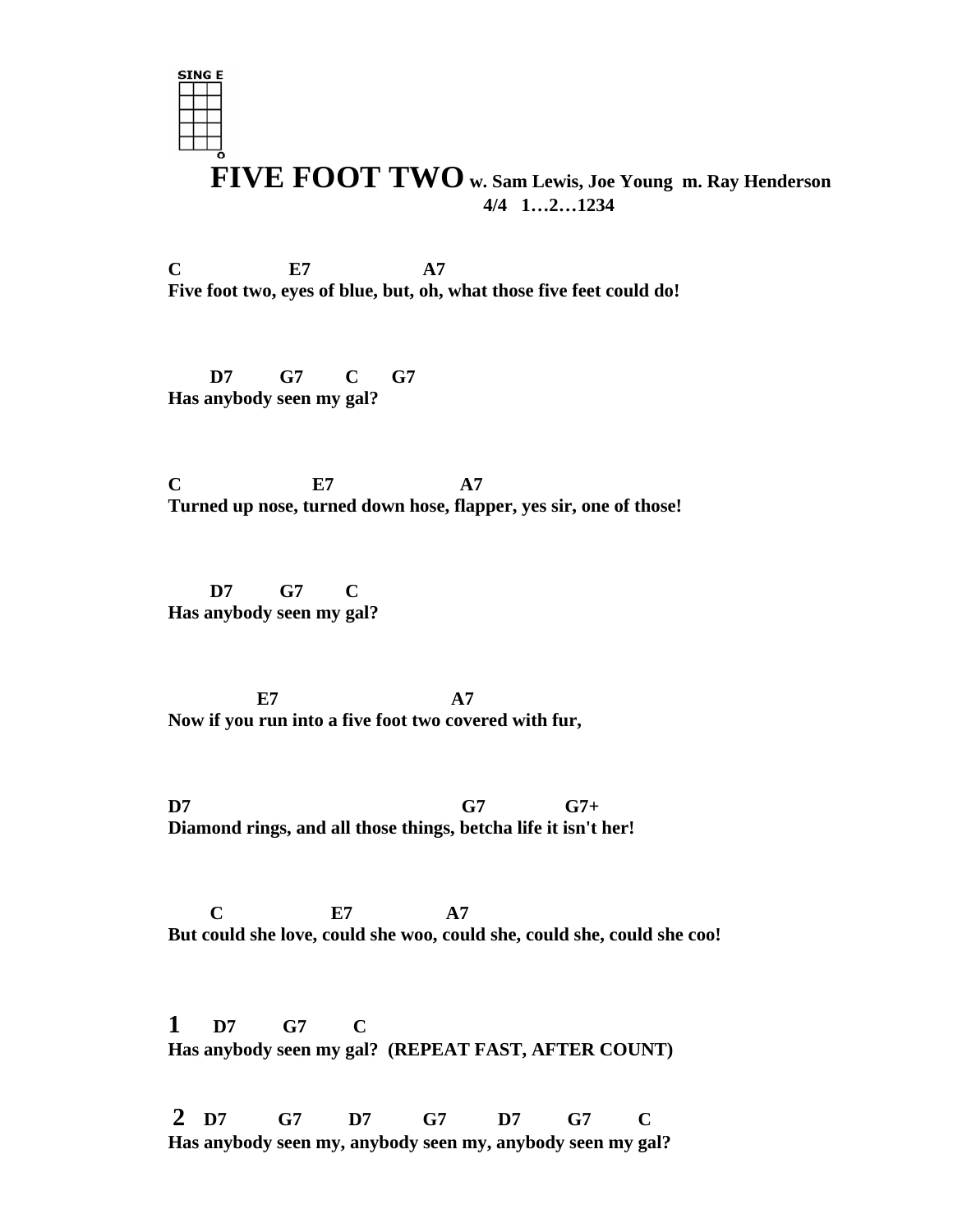SING E

# FIVE FOOT TWO

**w. Sam Lewis, Joe Young  m. Ray Henderson**

**4/4   1…2…1234**

```
C                E7                A7
Five foot two, eyes of blue, but, oh, what those five feet could do!

     D7     G7     C    G7
Has anybody seen my gal?

C                  E7                  A7
Turned up nose, turned down hose, flapper, yes sir, one of those!

     D7     G7     C
Has anybody seen my gal?

         E7                       A7
Now if you run into a five foot two covered with fur,

D7                                  G7          G7+
Diamond rings, and all those things, betcha life it isn't her!

     C               E7            A7
But could she love, could she woo, could she, could she, could she coo!

1    D7     G7     C
Has anybody seen my gal?  (REPEAT FAST, AFTER COUNT)

2   D7      G7      D7      G7      D7      G7      C
Has anybody seen my, anybody seen my, anybody seen my gal?
```